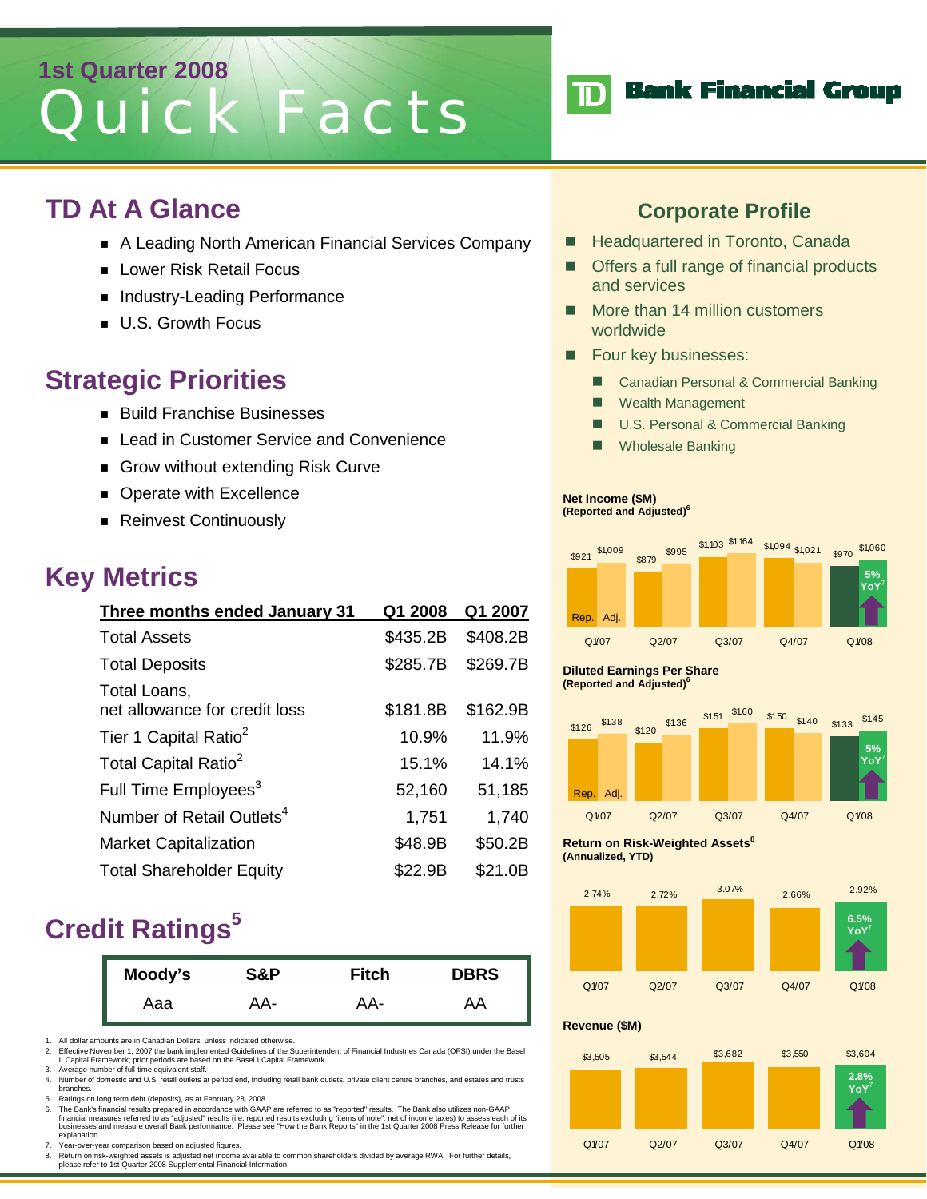# 1st Quarter 2008 Quick Facts

TD Bank Financial Group

## TD At A Glance

- A Leading North American Financial Services Company
- Lower Risk Retail Focus
- Industry-Leading Performance
- U.S. Growth Focus

## Strategic Priorities

- Build Franchise Businesses
- Lead in Customer Service and Convenience
- Grow without extending Risk Curve
- Operate with Excellence
- Reinvest Continuously

## Key Metrics

| Three months ended January 31 | Q1 2008 | Q1 2007 |
|---|---|---|
| Total Assets | $435.2B | $408.2B |
| Total Deposits | $285.7B | $269.7B |
| Total Loans, net allowance for credit loss | $181.8B | $162.9B |
| Tier 1 Capital Ratio[2] | 10.9% | 11.9% |
| Total Capital Ratio[2] | 15.1% | 14.1% |
| Full Time Employees[3] | 52,160 | 51,185 |
| Number of Retail Outlets[4] | 1,751 | 1,740 |
| Market Capitalization | $48.9B | $50.2B |
| Total Shareholder Equity | $22.9B | $21.0B |

## Credit Ratings[5]

| Moody's | S&P | Fitch | DBRS |
|---|---|---|---|
| Aaa | AA- | AA- | AA |

1. All dollar amounts are in Canadian Dollars, unless indicated otherwise.
2. Effective November 1, 2007 the bank implemented Guidelines of the Superintendent of Financial Industries Canada (OFSI) under the Basel II Capital Framework; prior periods are based on the Basel I Capital Framework.
3. Average number of full-time equivalent staff.
4. Number of domestic and U.S. retail outlets at period end, including retail bank outlets, private client centre branches, and estates and trusts branches.
5. Ratings on long term debt (deposits), as at February 28, 2008.
6. The Bank's financial results prepared in accordance with GAAP are referred to as "reported" results. The Bank also utilizes non-GAAP financial measures referred to as "adjusted" results (i.e. reported results excluding "items of note", net of income taxes) to assess each of its businesses and measure overall Bank performance. Please see "How the Bank Reports" in the 1st Quarter 2008 Press Release for further explanation.
7. Year-over-year comparison based on adjusted figures.
8. Return on risk-weighted assets is adjusted net income available to common shareholders divided by average RWA. For further details, please refer to 1st Quarter 2008 Supplemental Financial Information.

## Corporate Profile

- Headquartered in Toronto, Canada
- Offers a full range of financial products and services
- More than 14 million customers worldwide
- Four key businesses:
  - Canadian Personal & Commercial Banking
  - Wealth Management
  - U.S. Personal & Commercial Banking
  - Wholesale Banking

**Net Income ($M) (Reported and Adjusted)[6]**

| | Q1/07 | Q2/07 | Q3/07 | Q4/07 | Q1/08 |
|---|---|---|---|---|---|
| Rep. | $921 | $879 | $1,103 | $1,094 | $970 |
| Adj. | $1,009 | $995 | $1,164 | $1,021 | $1,060 |

Q1/08: 5% YoY[7]

**Diluted Earnings Per Share (Reported and Adjusted)[6]**

| | Q1/07 | Q2/07 | Q3/07 | Q4/07 | Q1/08 |
|---|---|---|---|---|---|
| Rep. | $1.26 | $1.20 | $1.51 | $1.50 | $1.33 |
| Adj. | $1.38 | $1.36 | $1.60 | $1.40 | $1.45 |

Q1/08: 5% YoY[7]

**Return on Risk-Weighted Assets[8] (Annualized, YTD)**

| Q1/07 | Q2/07 | Q3/07 | Q4/07 | Q1/08 |
|---|---|---|---|---|
| 2.74% | 2.72% | 3.07% | 2.66% | 2.92% |

Q1/08: 6.5% YoY[7]

**Revenue ($M)**

| Q1/07 | Q2/07 | Q3/07 | Q4/07 | Q1/08 |
|---|---|---|---|---|
| $3,505 | $3,544 | $3,682 | $3,550 | $3,604 |

Q1/08: 2.8% YoY[7]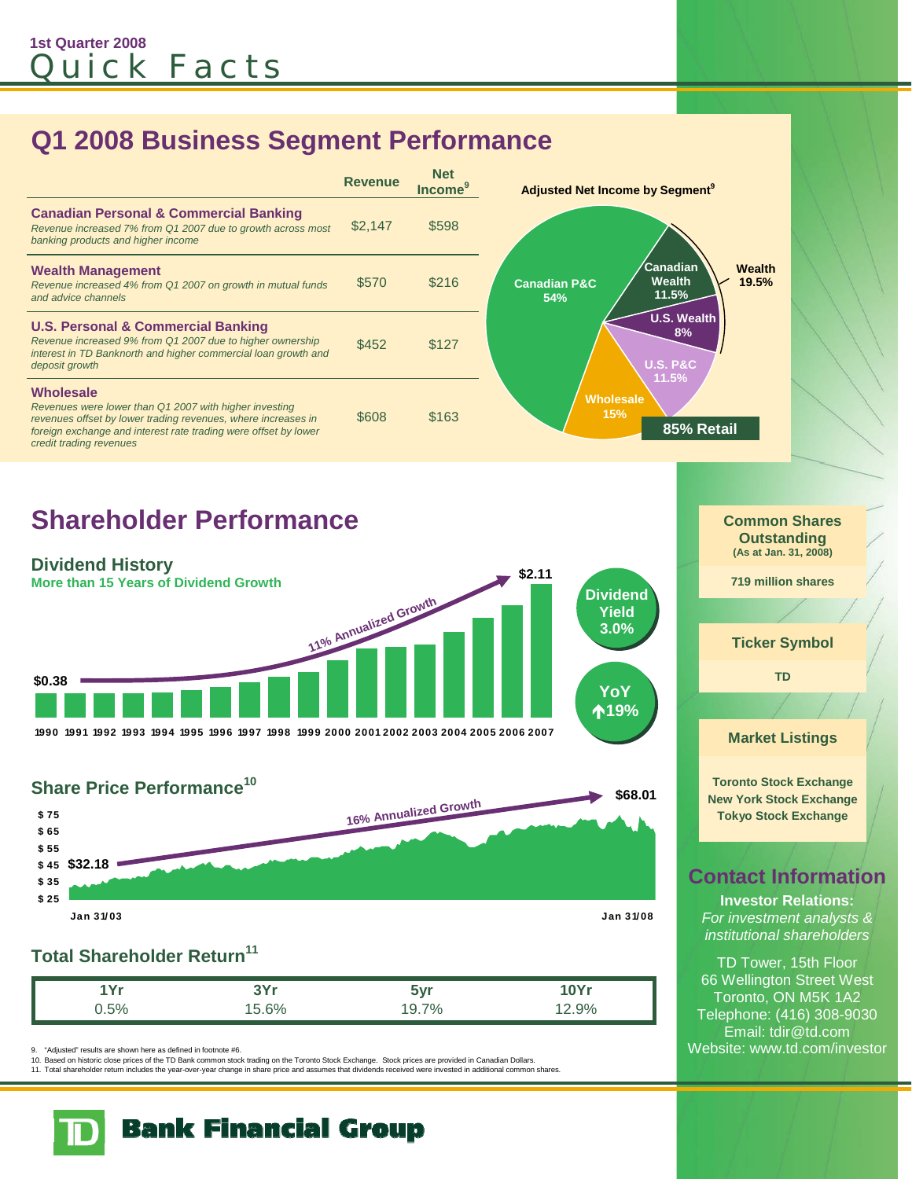1st Quarter 2008

# Quick Facts

## Q1 2008 Business Segment Performance

| | Revenue | Net Income[9] |
|---|---|---|
| **Canadian Personal & Commercial Banking**<br>*Revenue increased 7% from Q1 2007 due to growth across most banking products and higher income* | $2,147 | $598 |
| **Wealth Management**<br>*Revenue increased 4% from Q1 2007 on growth in mutual funds and advice channels* | $570 | $216 |
| **U.S. Personal & Commercial Banking**<br>*Revenue increased 9% from Q1 2007 due to higher ownership interest in TD Banknorth and higher commercial loan growth and deposit growth* | $452 | $127 |
| **Wholesale**<br>*Revenues were lower than Q1 2007 with higher investing revenues offset by lower trading revenues, where increases in foreign exchange and interest rate trading were offset by lower credit trading revenues* | $608 | $163 |

**Adjusted Net Income by Segment[9]**

Canadian P&C 54%
Canadian Wealth 11.5%
U.S. Wealth 8%
Wealth 19.5%
U.S. P&C 11.5%
Wholesale 15%
85% Retail

## Shareholder Performance

### Dividend History

More than 15 Years of Dividend Growth

$0.38
$2.11
11% Annualized Growth
1990 1991 1992 1993 1994 1995 1996 1997 1998 1999 2000 2001 2002 2003 2004 2005 2006 2007

Dividend Yield 3.0%

YoY ↑19%

### Share Price Performance[10]

$75
$65
$55
$45
$35
$25
$32.18
16% Annualized Growth
$68.01
Jan 31/03
Jan 31/08

### Total Shareholder Return[11]

| 1Yr | 3Yr | 5yr | 10Yr |
|---|---|---|---|
| 0.5% | 15.6% | 19.7% | 12.9% |

**Common Shares Outstanding**
(As at Jan. 31, 2008)

719 million shares

**Ticker Symbol**

TD

**Market Listings**

Toronto Stock Exchange
New York Stock Exchange
Tokyo Stock Exchange

## Contact Information

**Investor Relations:**
*For investment analysts & institutional shareholders*

TD Tower, 15th Floor
66 Wellington Street West
Toronto, ON M5K 1A2
Telephone: (416) 308-9030
Email: tdir@td.com
Website: www.td.com/investor

9. "Adjusted" results are shown here as defined in footnote #6.
10. Based on historic close prices of the TD Bank common stock trading on the Toronto Stock Exchange. Stock prices are provided in Canadian Dollars.
11. Total shareholder return includes the year-over-year change in share price and assumes that dividends received were invested in additional common shares.

TD Bank Financial Group